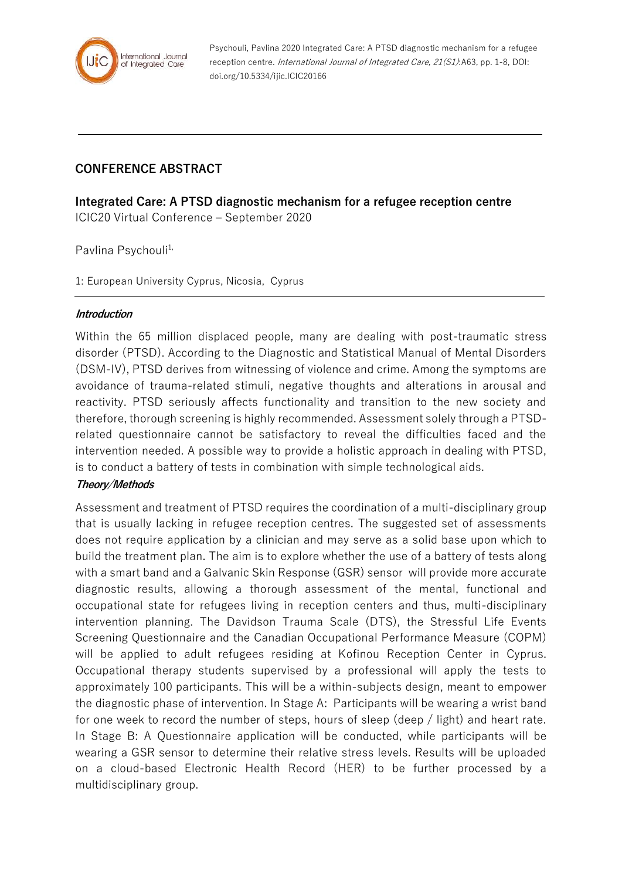Psychouli, Pavlina 2020 Integrated Care: A PTSD diagnostic mechanism for a refugee reception centre. *International Journal of Integrated Care, 21(S1)*:A63, pp. 1-8, DOI: doi.org/10.5334/ijic.ICIC20166

---

## CONFERENCE ABSTRACT

**Integrated Care: A PTSD diagnostic mechanism for a refugee reception centre**

ICIC20 Virtual Conference – September 2020

Pavlina Psychouli[1,]

1: European University Cyprus, Nicosia, Cyprus

---

***Introduction***

Within the 65 million displaced people, many are dealing with post-traumatic stress disorder (PTSD). According to the Diagnostic and Statistical Manual of Mental Disorders (DSM-IV), PTSD derives from witnessing of violence and crime. Among the symptoms are avoidance of trauma-related stimuli, negative thoughts and alterations in arousal and reactivity. PTSD seriously affects functionality and transition to the new society and therefore, thorough screening is highly recommended. Assessment solely through a PTSD-related questionnaire cannot be satisfactory to reveal the difficulties faced and the intervention needed. A possible way to provide a holistic approach in dealing with PTSD, is to conduct a battery of tests in combination with simple technological aids.

***Theory/Methods***

Assessment and treatment of PTSD requires the coordination of a multi-disciplinary group that is usually lacking in refugee reception centres. The suggested set of assessments does not require application by a clinician and may serve as a solid base upon which to build the treatment plan. The aim is to explore whether the use of a battery of tests along with a smart band and a Galvanic Skin Response (GSR) sensor will provide more accurate diagnostic results, allowing a thorough assessment of the mental, functional and occupational state for refugees living in reception centers and thus, multi-disciplinary intervention planning. The Davidson Trauma Scale (DTS), the Stressful Life Events Screening Questionnaire and the Canadian Occupational Performance Measure (COPM) will be applied to adult refugees residing at Kofinou Reception Center in Cyprus. Occupational therapy students supervised by a professional will apply the tests to approximately 100 participants. This will be a within-subjects design, meant to empower the diagnostic phase of intervention. In Stage A: Participants will be wearing a wrist band for one week to record the number of steps, hours of sleep (deep / light) and heart rate. In Stage B: A Questionnaire application will be conducted, while participants will be wearing a GSR sensor to determine their relative stress levels. Results will be uploaded on a cloud-based Electronic Health Record (HER) to be further processed by a multidisciplinary group.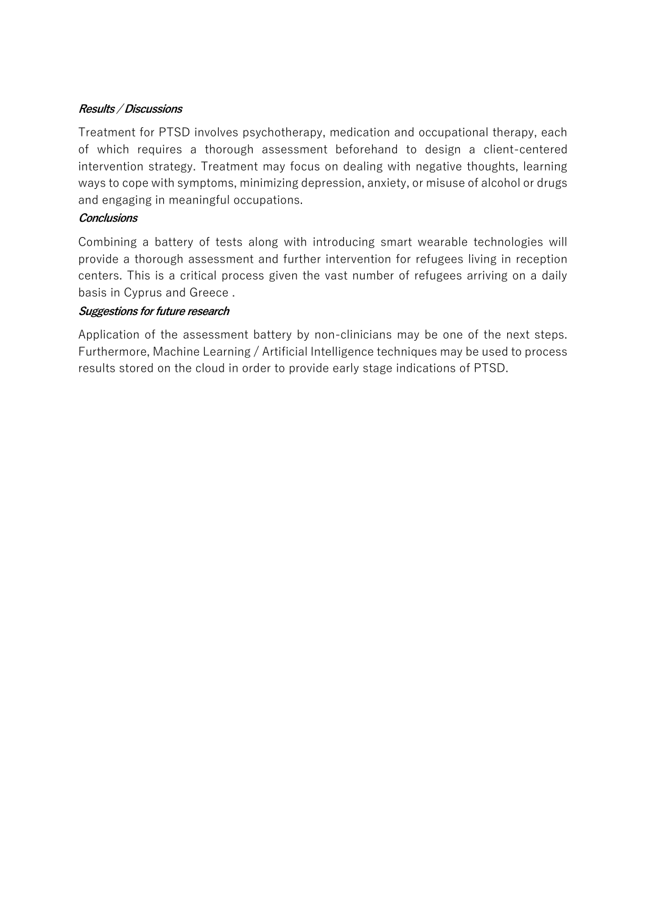***Results / Discussions***

Treatment for PTSD involves psychotherapy, medication and occupational therapy, each of which requires a thorough assessment beforehand to design a client-centered intervention strategy. Treatment may focus on dealing with negative thoughts, learning ways to cope with symptoms, minimizing depression, anxiety, or misuse of alcohol or drugs and engaging in meaningful occupations.

***Conclusions***

Combining a battery of tests along with introducing smart wearable technologies will provide a thorough assessment and further intervention for refugees living in reception centers. This is a critical process given the vast number of refugees arriving on a daily basis in Cyprus and Greece .

***Suggestions for future research***

Application of the assessment battery by non-clinicians may be one of the next steps. Furthermore, Machine Learning / Artificial Intelligence techniques may be used to process results stored on the cloud in order to provide early stage indications of PTSD.